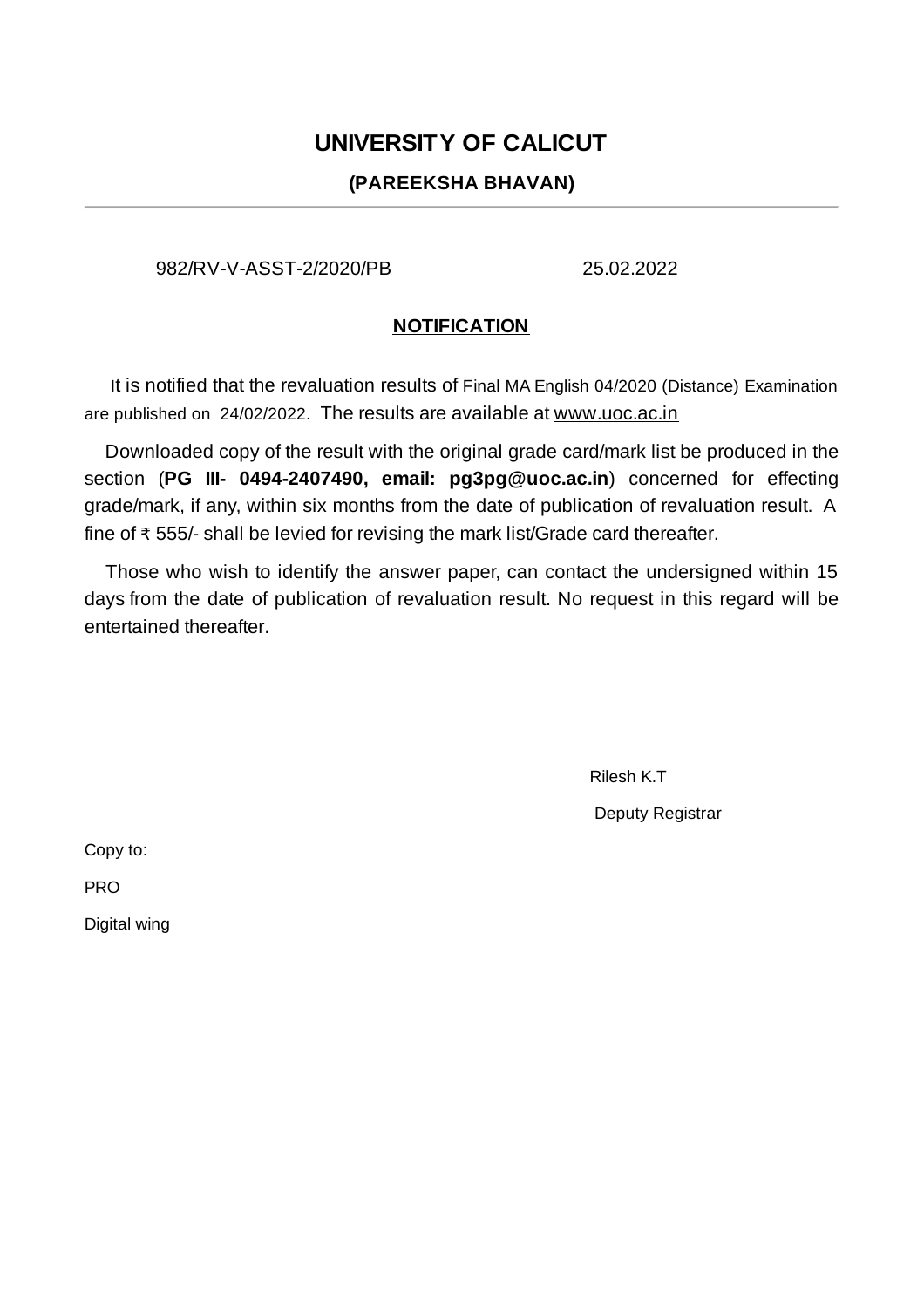# UNIVERSITY OF CALICUT

## (PAREEKSHA BHAVAN)

---

982/RV-V-ASST-2/2020/PB 25.02.2022

**NOTIFICATION**

It is notified that the revaluation results of Final MA English 04/2020 (Distance) Examination are published on 24/02/2022. The results are available at www.uoc.ac.in

Downloaded copy of the result with the original grade card/mark list be produced in the section (**PG III- 0494-2407490, email: pg3pg@uoc.ac.in**) concerned for effecting grade/mark, if any, within six months from the date of publication of revaluation result. A fine of ₹ 555/- shall be levied for revising the mark list/Grade card thereafter.

Those who wish to identify the answer paper, can contact the undersigned within 15 days from the date of publication of revaluation result. No request in this regard will be entertained thereafter.

Rilesh K.T

Deputy Registrar

Copy to:

PRO

Digital wing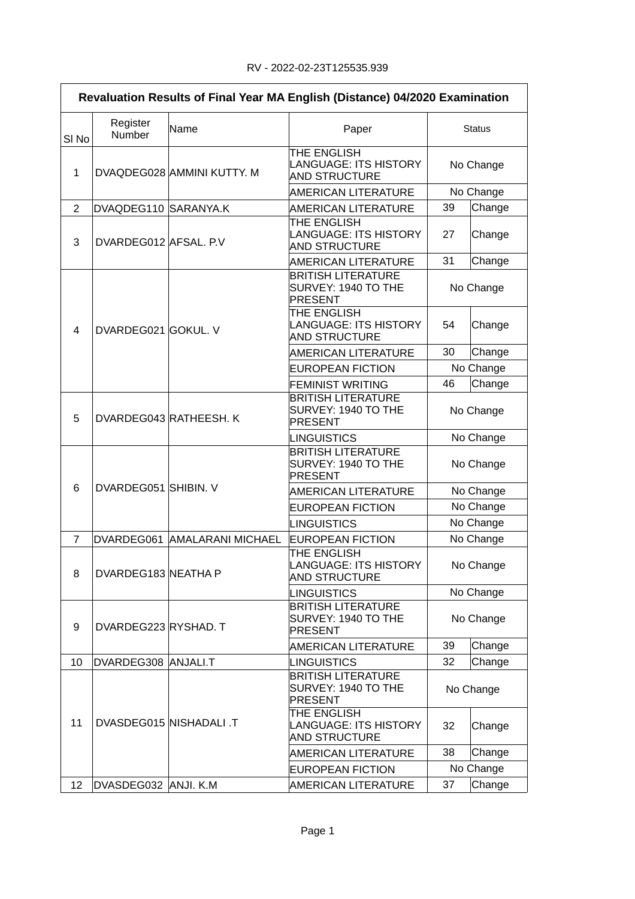RV - 2022-02-23T125535.939

**Revaluation Results of Final Year MA English (Distance) 04/2020 Examination**

| Sl No | Register Number | Name | Paper | Status | |
|---|---|---|---|---|---|
| 1 | DVAQDEG028 | AMMINI KUTTY. M | THE ENGLISH LANGUAGE: ITS HISTORY AND STRUCTURE | No Change | |
| | | | AMERICAN LITERATURE | No Change | |
| 2 | DVAQDEG110 | SARANYA.K | AMERICAN LITERATURE | 39 | Change |
| 3 | DVARDEG012 | AFSAL. P.V | THE ENGLISH LANGUAGE: ITS HISTORY AND STRUCTURE | 27 | Change |
| | | | AMERICAN LITERATURE | 31 | Change |
| 4 | DVARDEG021 | GOKUL. V | BRITISH LITERATURE SURVEY: 1940 TO THE PRESENT | No Change | |
| | | | THE ENGLISH LANGUAGE: ITS HISTORY AND STRUCTURE | 54 | Change |
| | | | AMERICAN LITERATURE | 30 | Change |
| | | | EUROPEAN FICTION | No Change | |
| | | | FEMINIST WRITING | 46 | Change |
| 5 | DVARDEG043 | RATHEESH. K | BRITISH LITERATURE SURVEY: 1940 TO THE PRESENT | No Change | |
| | | | LINGUISTICS | No Change | |
| 6 | DVARDEG051 | SHIBIN. V | BRITISH LITERATURE SURVEY: 1940 TO THE PRESENT | No Change | |
| | | | AMERICAN LITERATURE | No Change | |
| | | | EUROPEAN FICTION | No Change | |
| | | | LINGUISTICS | No Change | |
| 7 | DVARDEG061 | AMALARANI MICHAEL | EUROPEAN FICTION | No Change | |
| 8 | DVARDEG183 | NEATHA P | THE ENGLISH LANGUAGE: ITS HISTORY AND STRUCTURE | No Change | |
| | | | LINGUISTICS | No Change | |
| 9 | DVARDEG223 | RYSHAD. T | BRITISH LITERATURE SURVEY: 1940 TO THE PRESENT | No Change | |
| | | | AMERICAN LITERATURE | 39 | Change |
| 10 | DVARDEG308 | ANJALI.T | LINGUISTICS | 32 | Change |
| 11 | DVASDEG015 | NISHADALI .T | BRITISH LITERATURE SURVEY: 1940 TO THE PRESENT | No Change | |
| | | | THE ENGLISH LANGUAGE: ITS HISTORY AND STRUCTURE | 32 | Change |
| | | | AMERICAN LITERATURE | 38 | Change |
| | | | EUROPEAN FICTION | No Change | |
| 12 | DVASDEG032 | ANJI. K.M | AMERICAN LITERATURE | 37 | Change |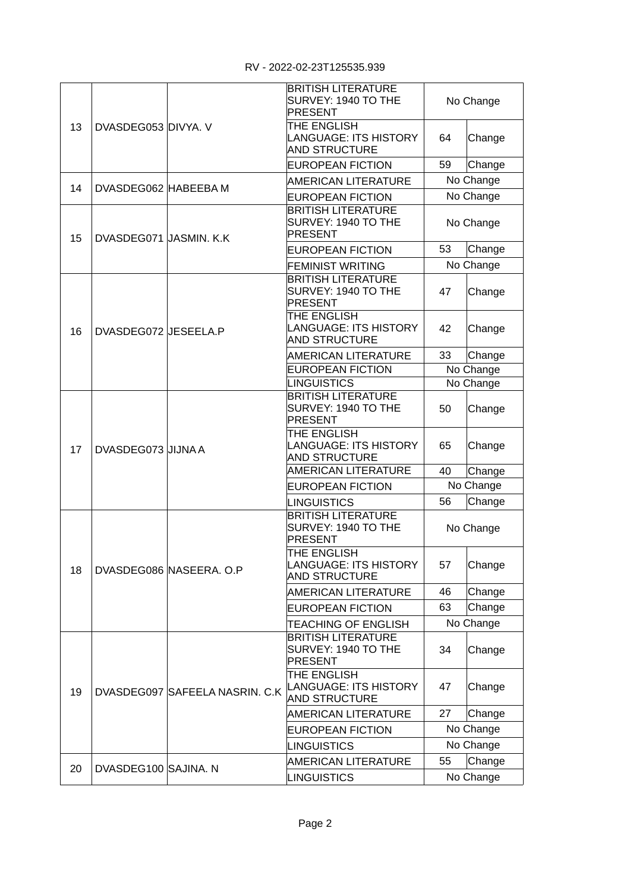RV - 2022-02-23T125535.939

| | | | | | |
|---|---|---|---|---|---|
| 13 | DVASDEG053 | DIVYA. V | BRITISH LITERATURE SURVEY: 1940 TO THE PRESENT | No Change | |
| | | | THE ENGLISH LANGUAGE: ITS HISTORY AND STRUCTURE | 64 | Change |
| | | | EUROPEAN FICTION | 59 | Change |
| 14 | DVASDEG062 | HABEEBA M | AMERICAN LITERATURE | No Change | |
| | | | EUROPEAN FICTION | No Change | |
| 15 | DVASDEG071 | JASMIN. K.K | BRITISH LITERATURE SURVEY: 1940 TO THE PRESENT | No Change | |
| | | | EUROPEAN FICTION | 53 | Change |
| | | | FEMINIST WRITING | No Change | |
| 16 | DVASDEG072 | JESEELA.P | BRITISH LITERATURE SURVEY: 1940 TO THE PRESENT | 47 | Change |
| | | | THE ENGLISH LANGUAGE: ITS HISTORY AND STRUCTURE | 42 | Change |
| | | | AMERICAN LITERATURE | 33 | Change |
| | | | EUROPEAN FICTION | No Change | |
| | | | LINGUISTICS | No Change | |
| 17 | DVASDEG073 | JIJNA A | BRITISH LITERATURE SURVEY: 1940 TO THE PRESENT | 50 | Change |
| | | | THE ENGLISH LANGUAGE: ITS HISTORY AND STRUCTURE | 65 | Change |
| | | | AMERICAN LITERATURE | 40 | Change |
| | | | EUROPEAN FICTION | No Change | |
| | | | LINGUISTICS | 56 | Change |
| 18 | DVASDEG086 | NASEERA. O.P | BRITISH LITERATURE SURVEY: 1940 TO THE PRESENT | No Change | |
| | | | THE ENGLISH LANGUAGE: ITS HISTORY AND STRUCTURE | 57 | Change |
| | | | AMERICAN LITERATURE | 46 | Change |
| | | | EUROPEAN FICTION | 63 | Change |
| | | | TEACHING OF ENGLISH | No Change | |
| 19 | DVASDEG097 | SAFEELA NASRIN. C.K | BRITISH LITERATURE SURVEY: 1940 TO THE PRESENT | 34 | Change |
| | | | THE ENGLISH LANGUAGE: ITS HISTORY AND STRUCTURE | 47 | Change |
| | | | AMERICAN LITERATURE | 27 | Change |
| | | | EUROPEAN FICTION | No Change | |
| | | | LINGUISTICS | No Change | |
| 20 | DVASDEG100 | SAJINA. N | AMERICAN LITERATURE | 55 | Change |
| | | | LINGUISTICS | No Change | |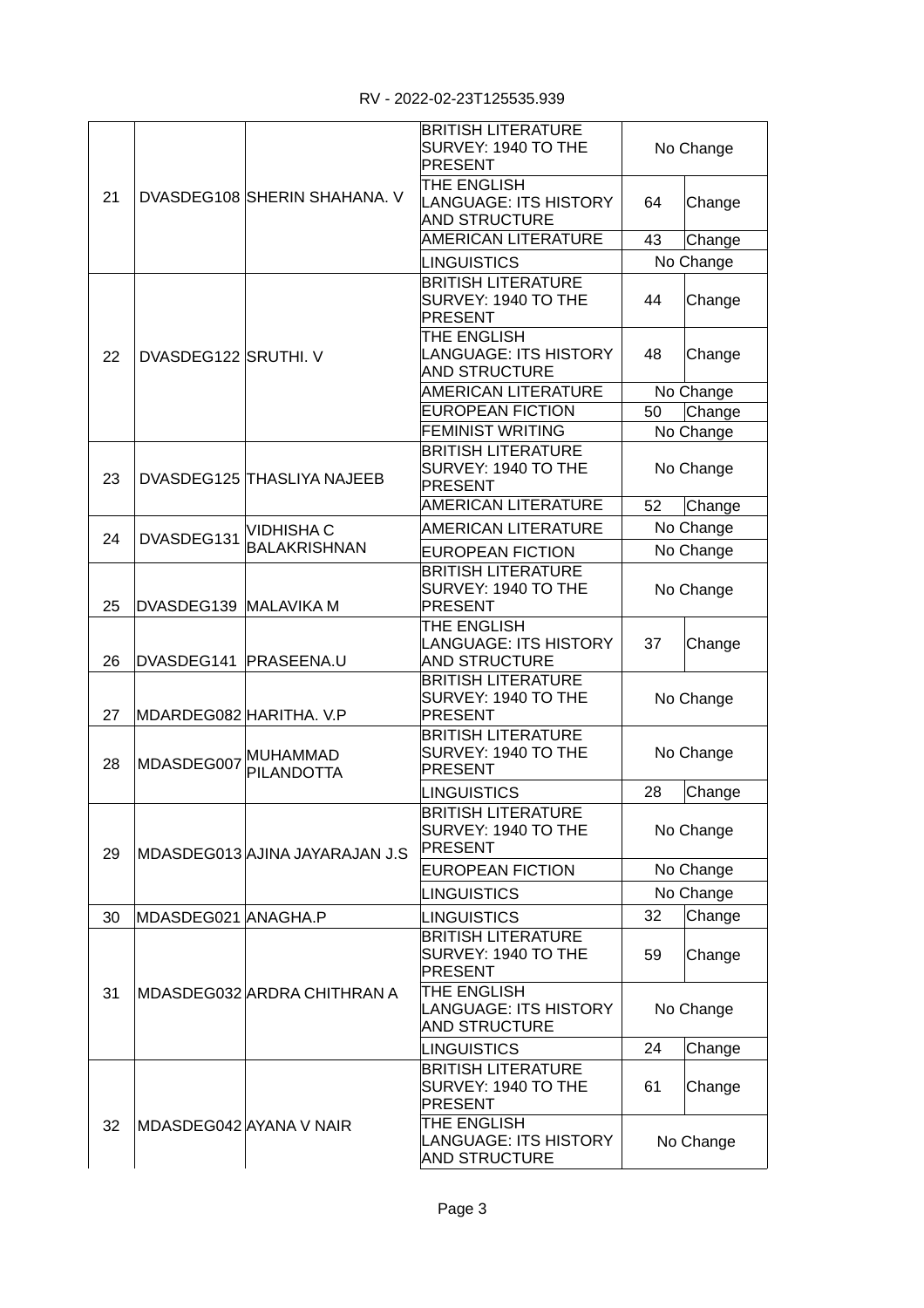RV - 2022-02-23T125535.939

| | | | | | |
|---|---|---|---|---|---|
| 21 | DVASDEG108 | SHERIN SHAHANA. V | BRITISH LITERATURE SURVEY: 1940 TO THE PRESENT | No Change | |
| | | | THE ENGLISH LANGUAGE: ITS HISTORY AND STRUCTURE | 64 | Change |
| | | | AMERICAN LITERATURE | 43 | Change |
| | | | LINGUISTICS | No Change | |
| 22 | DVASDEG122 | SRUTHI. V | BRITISH LITERATURE SURVEY: 1940 TO THE PRESENT | 44 | Change |
| | | | THE ENGLISH LANGUAGE: ITS HISTORY AND STRUCTURE | 48 | Change |
| | | | AMERICAN LITERATURE | No Change | |
| | | | EUROPEAN FICTION | 50 | Change |
| | | | FEMINIST WRITING | No Change | |
| 23 | DVASDEG125 | THASLIYA NAJEEB | BRITISH LITERATURE SURVEY: 1940 TO THE PRESENT | No Change | |
| | | | AMERICAN LITERATURE | 52 | Change |
| 24 | DVASDEG131 | VIDHISHA C BALAKRISHNAN | AMERICAN LITERATURE | No Change | |
| | | | EUROPEAN FICTION | No Change | |
| 25 | DVASDEG139 | MALAVIKA M | BRITISH LITERATURE SURVEY: 1940 TO THE PRESENT | No Change | |
| 26 | DVASDEG141 | PRASEENA.U | THE ENGLISH LANGUAGE: ITS HISTORY AND STRUCTURE | 37 | Change |
| 27 | MDARDEG082 | HARITHA. V.P | BRITISH LITERATURE SURVEY: 1940 TO THE PRESENT | No Change | |
| 28 | MDASDEG007 | MUHAMMAD PILANDOTTA | BRITISH LITERATURE SURVEY: 1940 TO THE PRESENT | No Change | |
| | | | LINGUISTICS | 28 | Change |
| 29 | MDASDEG013 | AJINA JAYARAJAN J.S | BRITISH LITERATURE SURVEY: 1940 TO THE PRESENT | No Change | |
| | | | EUROPEAN FICTION | No Change | |
| | | | LINGUISTICS | No Change | |
| 30 | MDASDEG021 | ANAGHA.P | LINGUISTICS | 32 | Change |
| 31 | MDASDEG032 | ARDRA CHITHRAN A | BRITISH LITERATURE SURVEY: 1940 TO THE PRESENT | 59 | Change |
| | | | THE ENGLISH LANGUAGE: ITS HISTORY AND STRUCTURE | No Change | |
| | | | LINGUISTICS | 24 | Change |
| 32 | MDASDEG042 | AYANA V NAIR | BRITISH LITERATURE SURVEY: 1940 TO THE PRESENT | 61 | Change |
| | | | THE ENGLISH LANGUAGE: ITS HISTORY AND STRUCTURE | No Change | |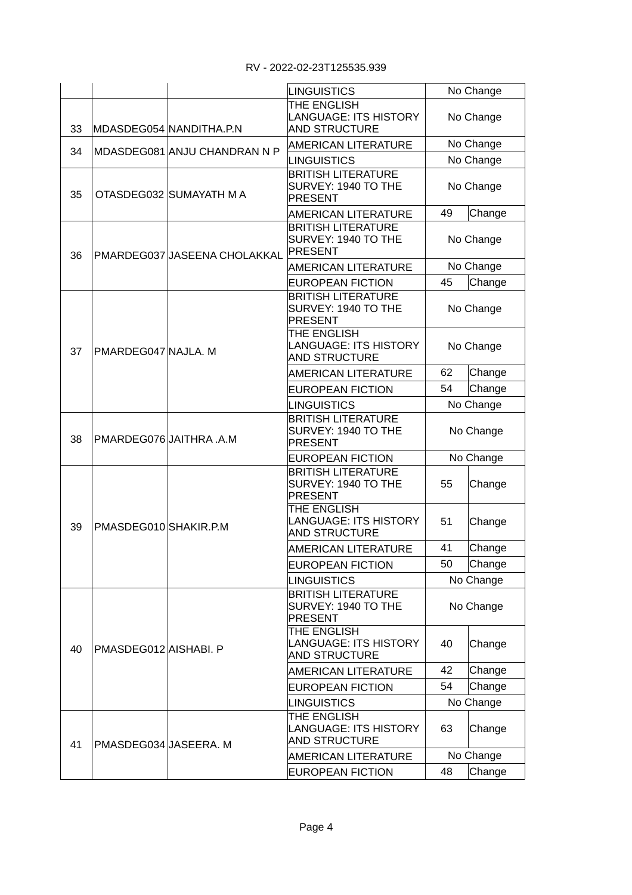RV - 2022-02-23T125535.939

| | | | | | |
|---|---|---|---|---|---|
| | | | LINGUISTICS | No Change | |
| 33 | MDASDEG054 | NANDITHA.P.N | THE ENGLISH LANGUAGE: ITS HISTORY AND STRUCTURE | No Change | |
| 34 | MDASDEG081 | ANJU CHANDRAN N P | AMERICAN LITERATURE | No Change | |
| | | | LINGUISTICS | No Change | |
| 35 | OTASDEG032 | SUMAYATH M A | BRITISH LITERATURE SURVEY: 1940 TO THE PRESENT | No Change | |
| | | | AMERICAN LITERATURE | 49 | Change |
| 36 | PMARDEG037 | JASEENA CHOLAKKAL | BRITISH LITERATURE SURVEY: 1940 TO THE PRESENT | No Change | |
| | | | AMERICAN LITERATURE | No Change | |
| | | | EUROPEAN FICTION | 45 | Change |
| 37 | PMARDEG047 | NAJLA. M | BRITISH LITERATURE SURVEY: 1940 TO THE PRESENT | No Change | |
| | | | THE ENGLISH LANGUAGE: ITS HISTORY AND STRUCTURE | No Change | |
| | | | AMERICAN LITERATURE | 62 | Change |
| | | | EUROPEAN FICTION | 54 | Change |
| | | | LINGUISTICS | No Change | |
| 38 | PMARDEG076 | JAITHRA .A.M | BRITISH LITERATURE SURVEY: 1940 TO THE PRESENT | No Change | |
| | | | EUROPEAN FICTION | No Change | |
| 39 | PMASDEG010 | SHAKIR.P.M | BRITISH LITERATURE SURVEY: 1940 TO THE PRESENT | 55 | Change |
| | | | THE ENGLISH LANGUAGE: ITS HISTORY AND STRUCTURE | 51 | Change |
| | | | AMERICAN LITERATURE | 41 | Change |
| | | | EUROPEAN FICTION | 50 | Change |
| | | | LINGUISTICS | No Change | |
| 40 | PMASDEG012 | AISHABI. P | BRITISH LITERATURE SURVEY: 1940 TO THE PRESENT | No Change | |
| | | | THE ENGLISH LANGUAGE: ITS HISTORY AND STRUCTURE | 40 | Change |
| | | | AMERICAN LITERATURE | 42 | Change |
| | | | EUROPEAN FICTION | 54 | Change |
| | | | LINGUISTICS | No Change | |
| 41 | PMASDEG034 | JASEERA. M | THE ENGLISH LANGUAGE: ITS HISTORY AND STRUCTURE | 63 | Change |
| | | | AMERICAN LITERATURE | No Change | |
| | | | EUROPEAN FICTION | 48 | Change |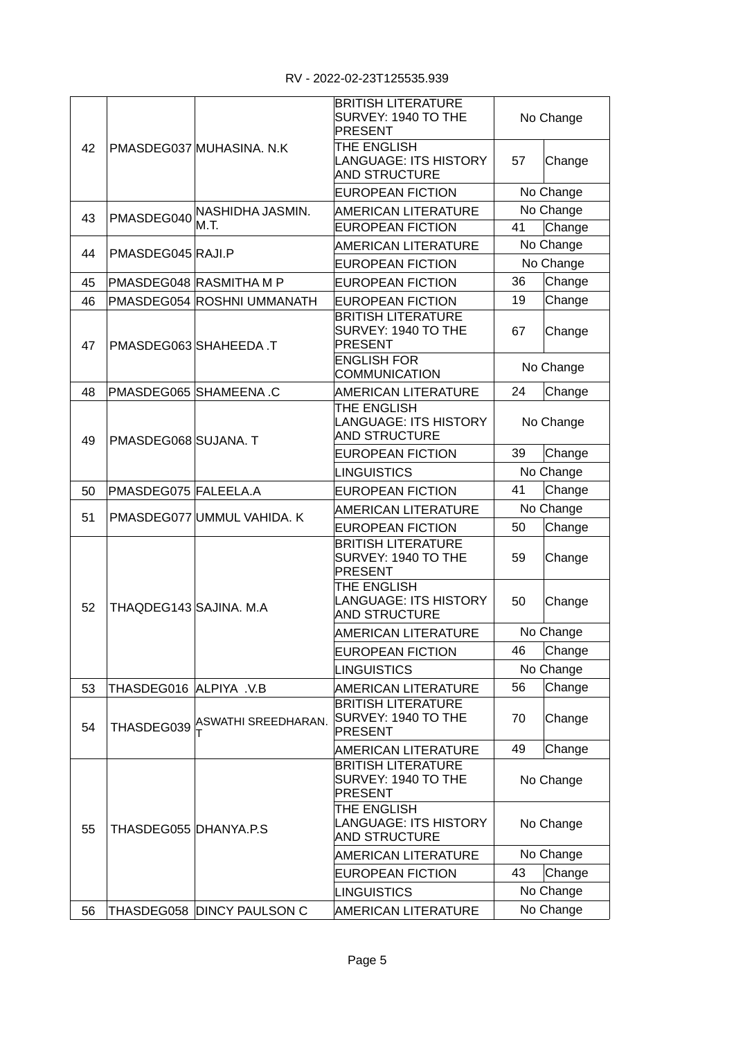RV - 2022-02-23T125535.939

| | | | | | |
|---|---|---|---|---|---|
| 42 | PMASDEG037 | MUHASINA. N.K | BRITISH LITERATURE SURVEY: 1940 TO THE PRESENT | No Change | |
| | | | THE ENGLISH LANGUAGE: ITS HISTORY AND STRUCTURE | 57 | Change |
| | | | EUROPEAN FICTION | No Change | |
| 43 | PMASDEG040 | NASHIDHA JASMIN. M.T. | AMERICAN LITERATURE | No Change | |
| | | | EUROPEAN FICTION | 41 | Change |
| 44 | PMASDEG045 | RAJI.P | AMERICAN LITERATURE | No Change | |
| | | | EUROPEAN FICTION | No Change | |
| 45 | PMASDEG048 | RASMITHA M P | EUROPEAN FICTION | 36 | Change |
| 46 | PMASDEG054 | ROSHNI UMMANATH | EUROPEAN FICTION | 19 | Change |
| 47 | PMASDEG063 | SHAHEEDA .T | BRITISH LITERATURE SURVEY: 1940 TO THE PRESENT | 67 | Change |
| | | | ENGLISH FOR COMMUNICATION | No Change | |
| 48 | PMASDEG065 | SHAMEENA .C | AMERICAN LITERATURE | 24 | Change |
| 49 | PMASDEG068 | SUJANA. T | THE ENGLISH LANGUAGE: ITS HISTORY AND STRUCTURE | No Change | |
| | | | EUROPEAN FICTION | 39 | Change |
| | | | LINGUISTICS | No Change | |
| 50 | PMASDEG075 | FALEELA.A | EUROPEAN FICTION | 41 | Change |
| 51 | PMASDEG077 | UMMUL VAHIDA. K | AMERICAN LITERATURE | No Change | |
| | | | EUROPEAN FICTION | 50 | Change |
| 52 | THAQDEG143 | SAJINA. M.A | BRITISH LITERATURE SURVEY: 1940 TO THE PRESENT | 59 | Change |
| | | | THE ENGLISH LANGUAGE: ITS HISTORY AND STRUCTURE | 50 | Change |
| | | | AMERICAN LITERATURE | No Change | |
| | | | EUROPEAN FICTION | 46 | Change |
| | | | LINGUISTICS | No Change | |
| 53 | THASDEG016 | ALPIYA .V.B | AMERICAN LITERATURE | 56 | Change |
| 54 | THASDEG039 | ASWATHI SREEDHARAN. T | BRITISH LITERATURE SURVEY: 1940 TO THE PRESENT | 70 | Change |
| | | | AMERICAN LITERATURE | 49 | Change |
| 55 | THASDEG055 | DHANYA.P.S | BRITISH LITERATURE SURVEY: 1940 TO THE PRESENT | No Change | |
| | | | THE ENGLISH LANGUAGE: ITS HISTORY AND STRUCTURE | No Change | |
| | | | AMERICAN LITERATURE | No Change | |
| | | | EUROPEAN FICTION | 43 | Change |
| | | | LINGUISTICS | No Change | |
| 56 | THASDEG058 | DINCY PAULSON C | AMERICAN LITERATURE | No Change | |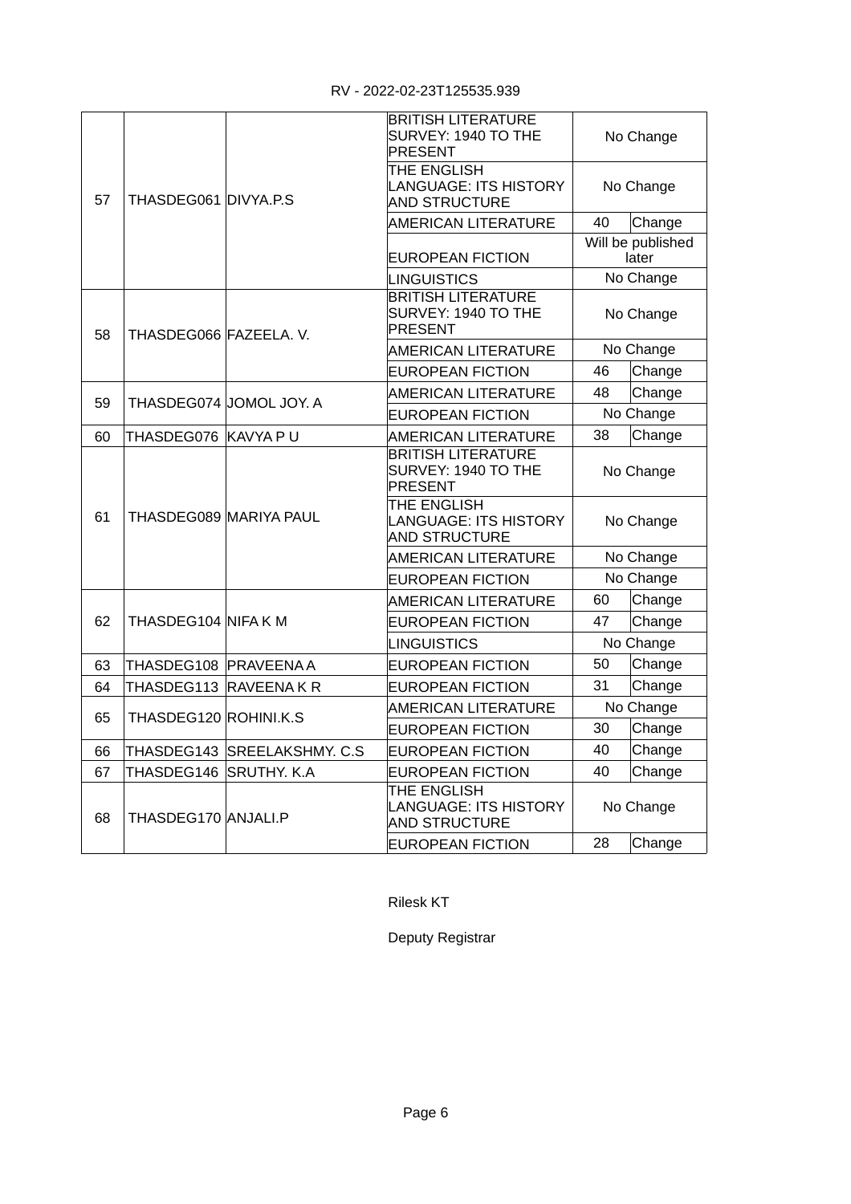RV - 2022-02-23T125535.939

| | | | | | |
|---|---|---|---|---|---|
| 57 | THASDEG061 | DIVYA.P.S | BRITISH LITERATURE SURVEY: 1940 TO THE PRESENT | No Change | |
| | | | THE ENGLISH LANGUAGE: ITS HISTORY AND STRUCTURE | No Change | |
| | | | AMERICAN LITERATURE | 40 | Change |
| | | | EUROPEAN FICTION | Will be published later | |
| | | | LINGUISTICS | No Change | |
| 58 | THASDEG066 | FAZEELA. V. | BRITISH LITERATURE SURVEY: 1940 TO THE PRESENT | No Change | |
| | | | AMERICAN LITERATURE | No Change | |
| | | | EUROPEAN FICTION | 46 | Change |
| 59 | THASDEG074 | JOMOL JOY. A | AMERICAN LITERATURE | 48 | Change |
| | | | EUROPEAN FICTION | No Change | |
| 60 | THASDEG076 | KAVYA P U | AMERICAN LITERATURE | 38 | Change |
| 61 | THASDEG089 | MARIYA PAUL | BRITISH LITERATURE SURVEY: 1940 TO THE PRESENT | No Change | |
| | | | THE ENGLISH LANGUAGE: ITS HISTORY AND STRUCTURE | No Change | |
| | | | AMERICAN LITERATURE | No Change | |
| | | | EUROPEAN FICTION | No Change | |
| 62 | THASDEG104 | NIFA K M | AMERICAN LITERATURE | 60 | Change |
| | | | EUROPEAN FICTION | 47 | Change |
| | | | LINGUISTICS | No Change | |
| 63 | THASDEG108 | PRAVEENA A | EUROPEAN FICTION | 50 | Change |
| 64 | THASDEG113 | RAVEENA K R | EUROPEAN FICTION | 31 | Change |
| 65 | THASDEG120 | ROHINI.K.S | AMERICAN LITERATURE | No Change | |
| | | | EUROPEAN FICTION | 30 | Change |
| 66 | THASDEG143 | SREELAKSHMY. C.S | EUROPEAN FICTION | 40 | Change |
| 67 | THASDEG146 | SRUTHY. K.A | EUROPEAN FICTION | 40 | Change |
| 68 | THASDEG170 | ANJALI.P | THE ENGLISH LANGUAGE: ITS HISTORY AND STRUCTURE | No Change | |
| | | | EUROPEAN FICTION | 28 | Change |

Rilesk KT

Deputy Registrar